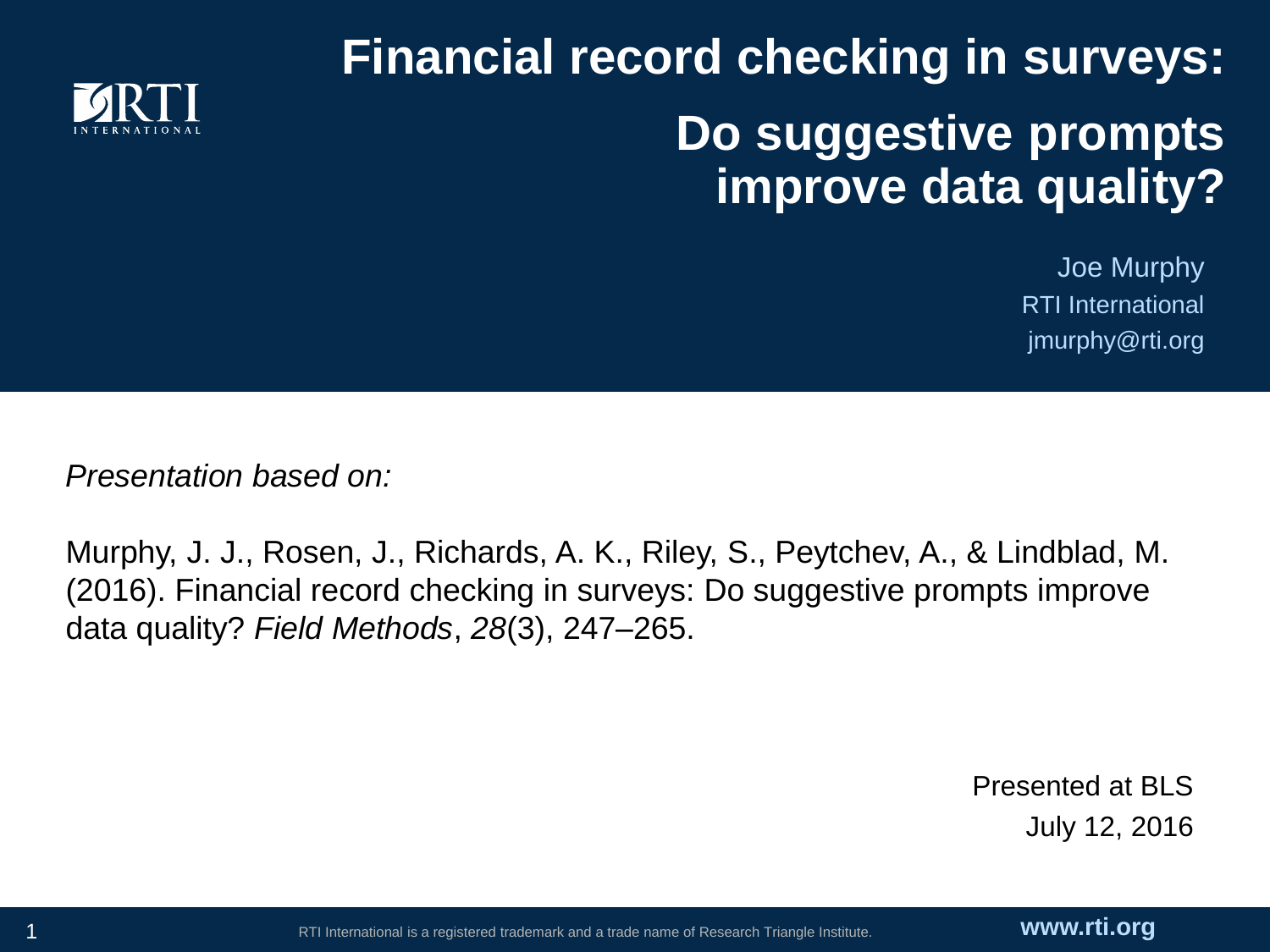# Financial record checking in surveys:

## Do suggestive prompts improve data quality?

Joe Murphy
RTI International
jmurphy@rti.org

*Presentation based on:*

Murphy, J. J., Rosen, J., Richards, A. K., Riley, S., Peytchev, A., & Lindblad, M. (2016). Financial record checking in surveys: Do suggestive prompts improve data quality? *Field Methods*, *28*(3), 247–265.

Presented at BLS
July 12, 2016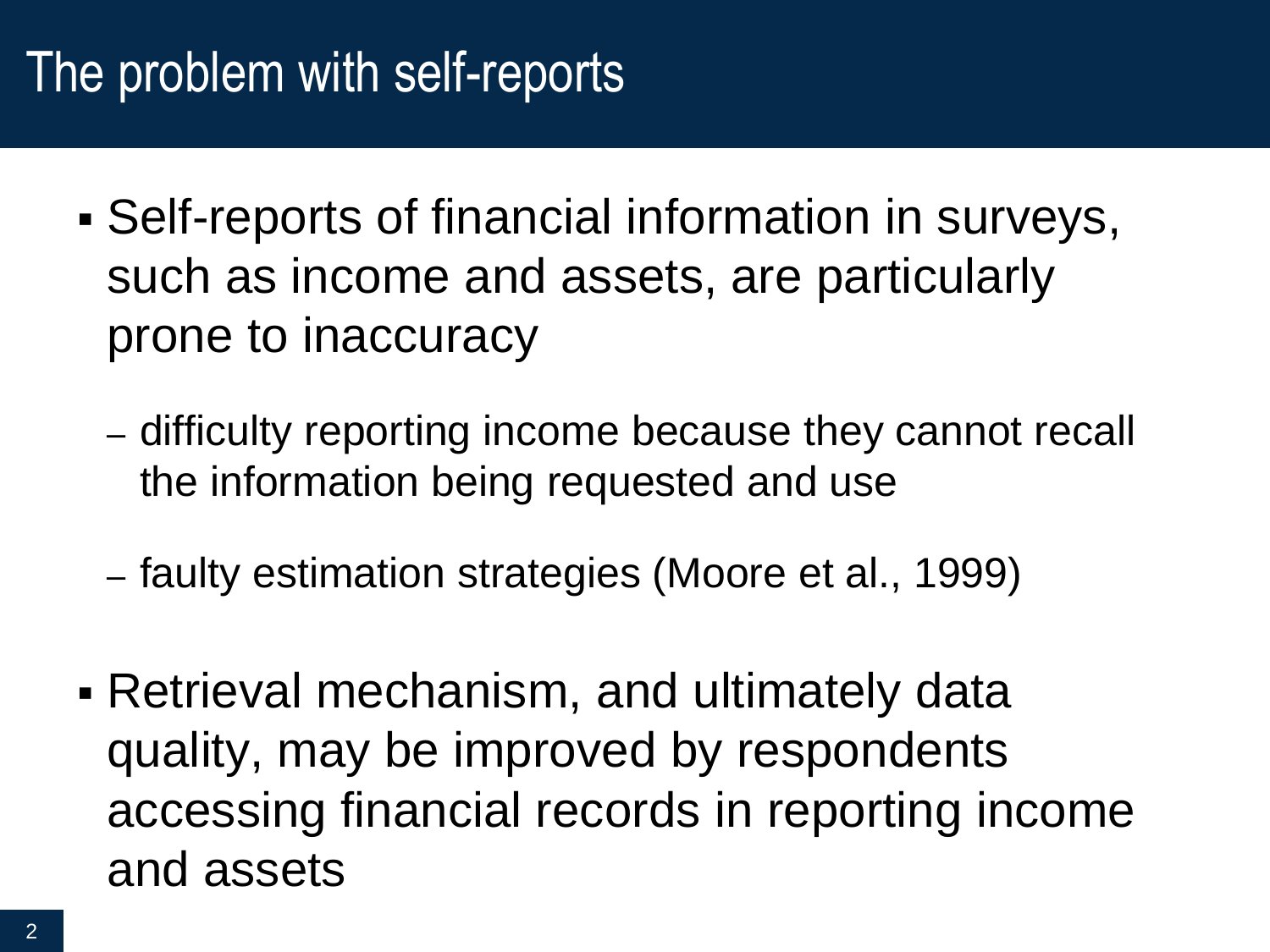# The problem with self-reports

- Self-reports of financial information in surveys, such as income and assets, are particularly prone to inaccuracy
  - difficulty reporting income because they cannot recall the information being requested and use
  - faulty estimation strategies (Moore et al., 1999)
- Retrieval mechanism, and ultimately data quality, may be improved by respondents accessing financial records in reporting income and assets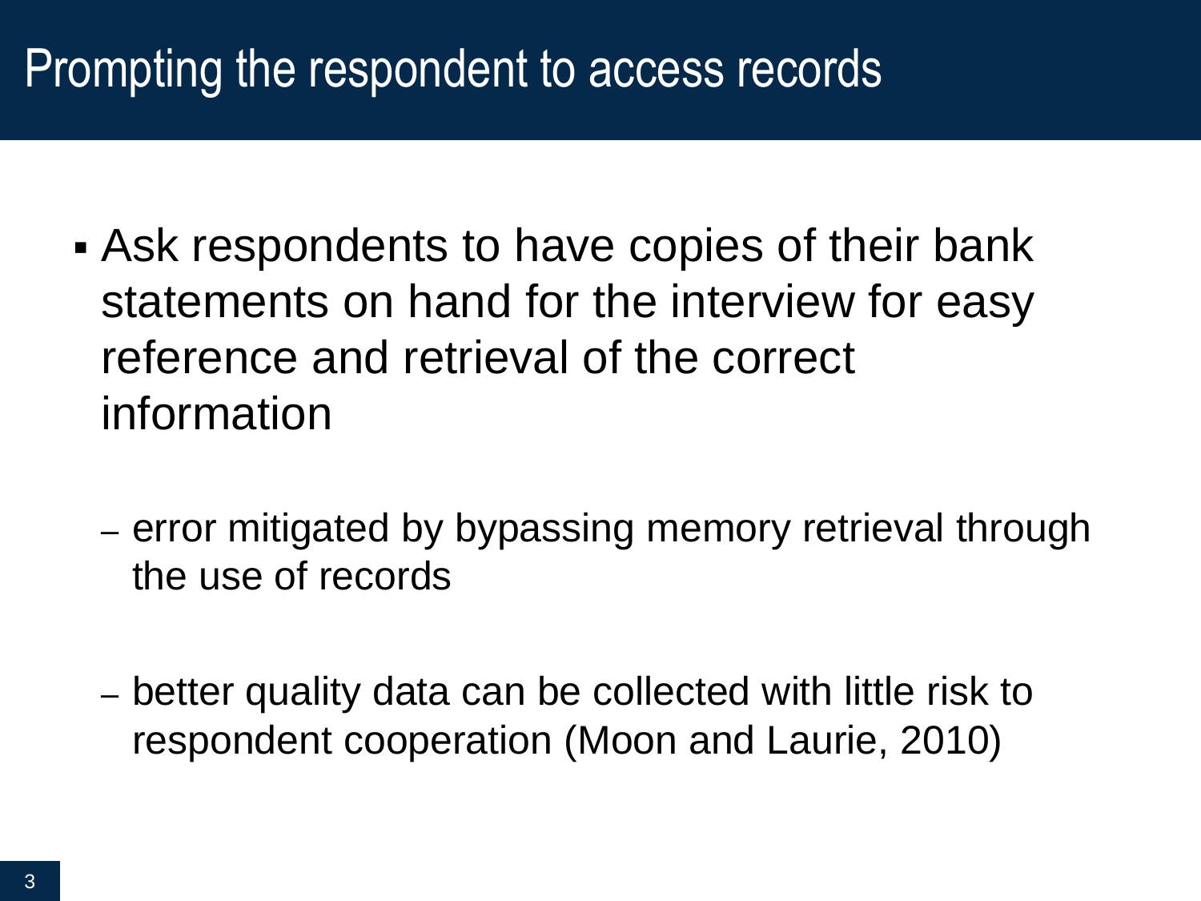# Prompting the respondent to access records

- Ask respondents to have copies of their bank statements on hand for the interview for easy reference and retrieval of the correct information
  - error mitigated by bypassing memory retrieval through the use of records
  - better quality data can be collected with little risk to respondent cooperation (Moon and Laurie, 2010)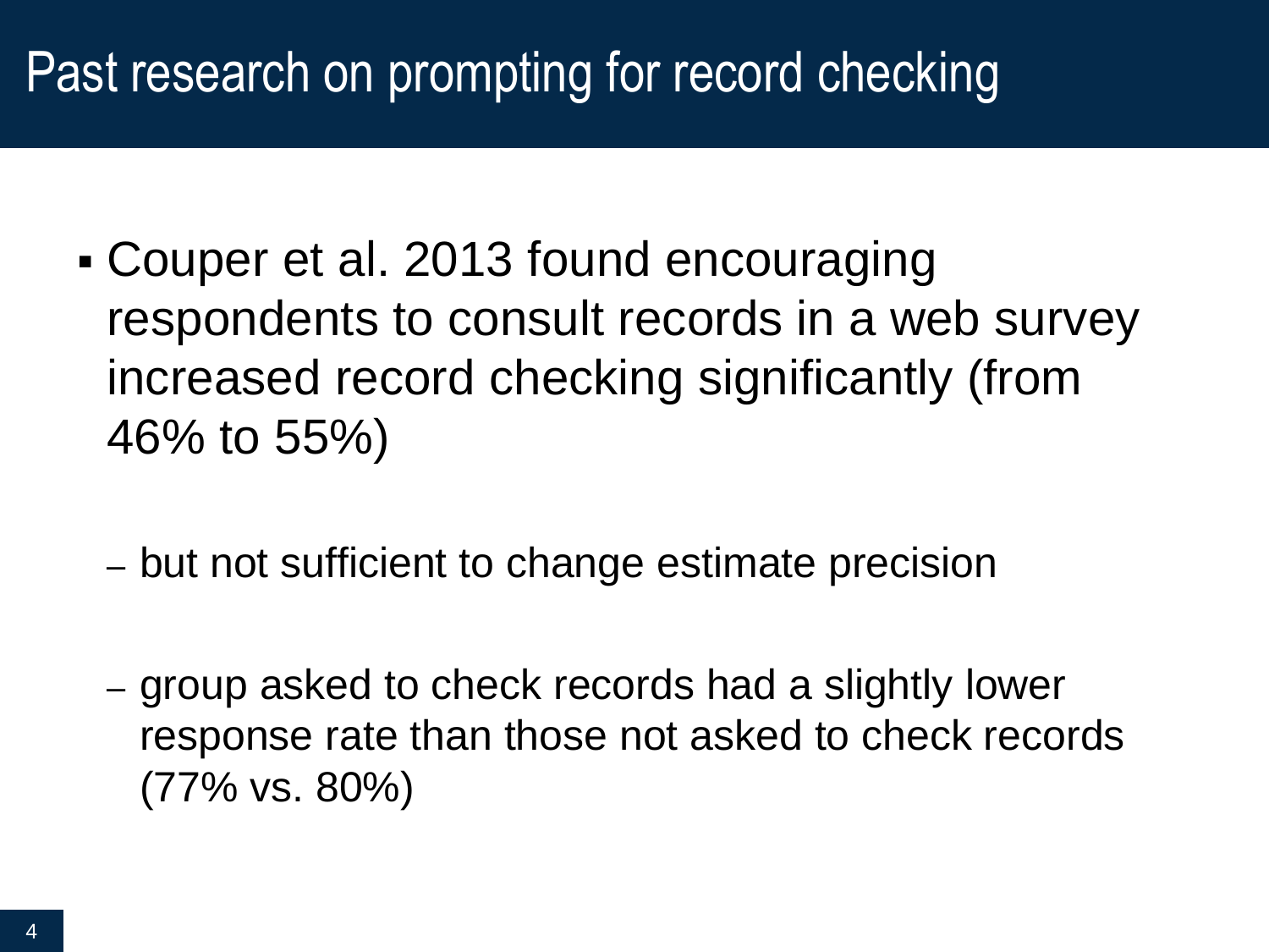# Past research on prompting for record checking

- Couper et al. 2013 found encouraging respondents to consult records in a web survey increased record checking significantly (from 46% to 55%)
  - but not sufficient to change estimate precision
  - group asked to check records had a slightly lower response rate than those not asked to check records (77% vs. 80%)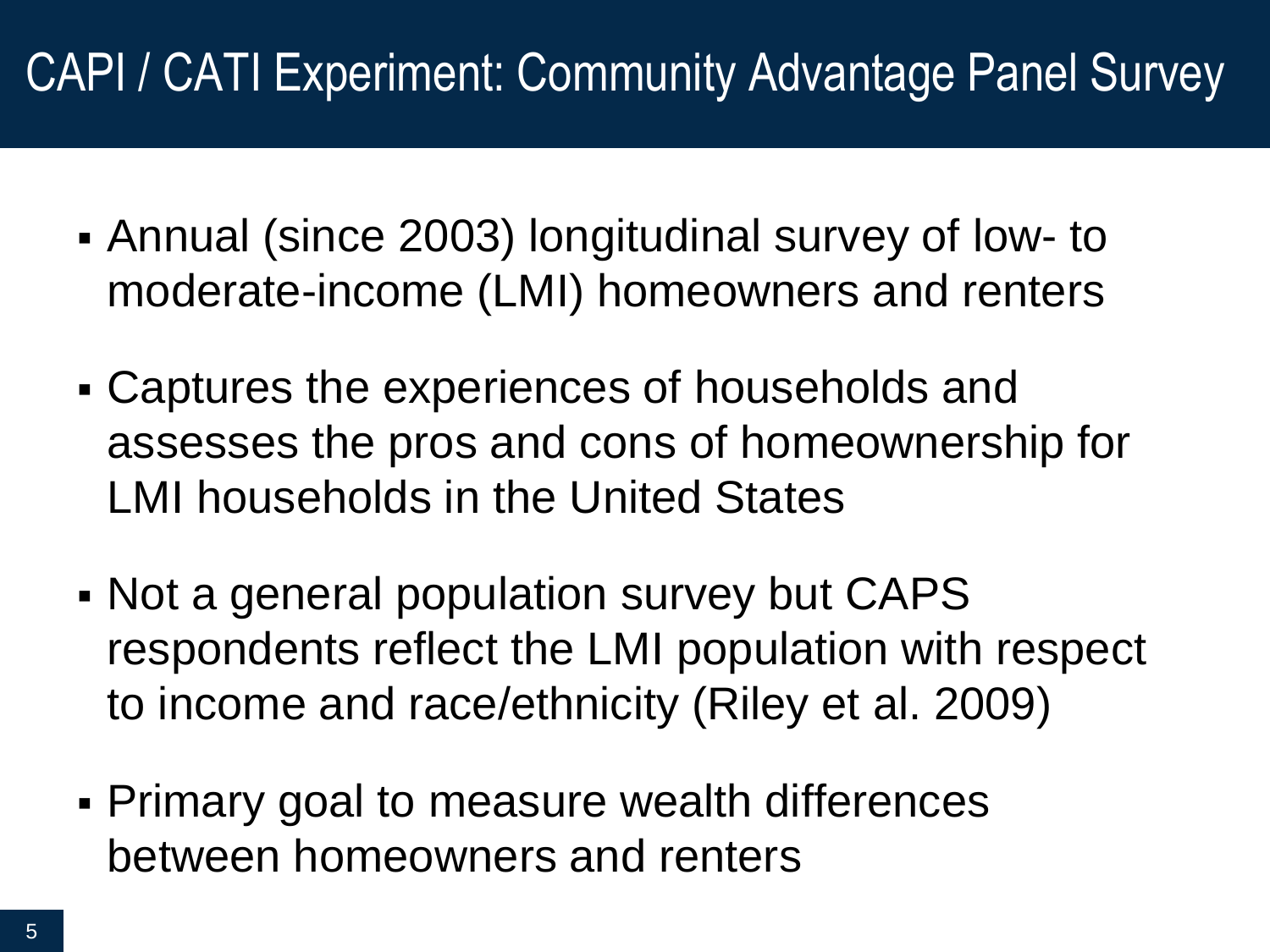# CAPI / CATI Experiment: Community Advantage Panel Survey

- Annual (since 2003) longitudinal survey of low- to moderate-income (LMI) homeowners and renters
- Captures the experiences of households and assesses the pros and cons of homeownership for LMI households in the United States
- Not a general population survey but CAPS respondents reflect the LMI population with respect to income and race/ethnicity (Riley et al. 2009)
- Primary goal to measure wealth differences between homeowners and renters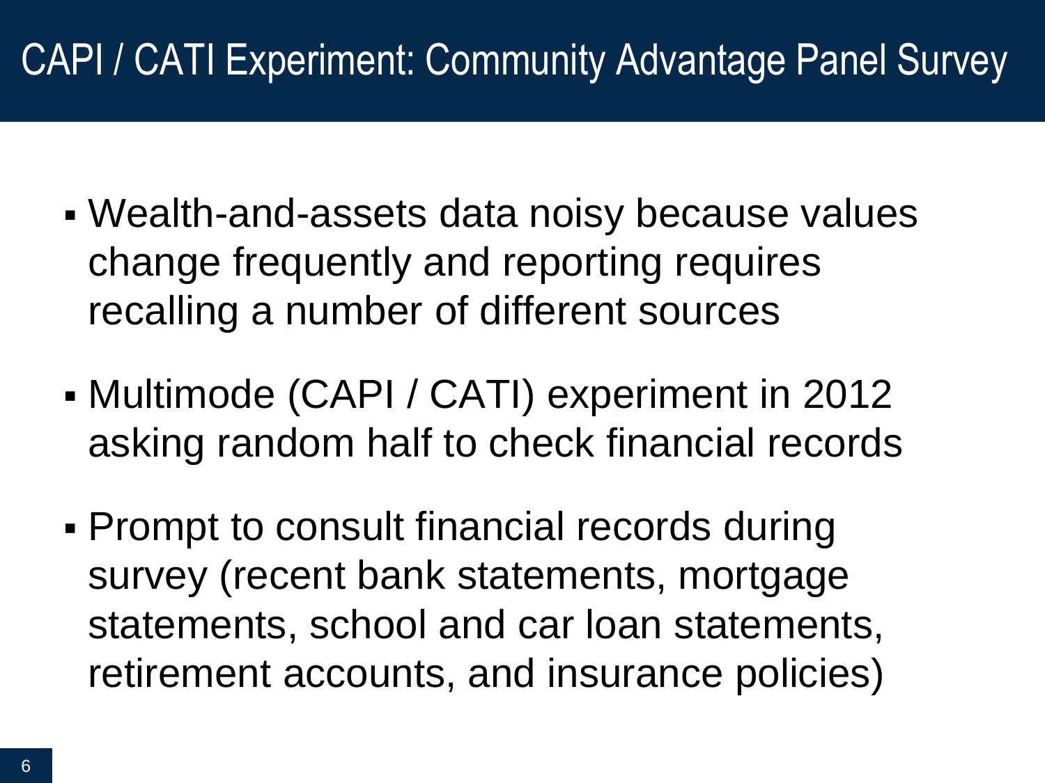# CAPI / CATI Experiment: Community Advantage Panel Survey

- Wealth-and-assets data noisy because values change frequently and reporting requires recalling a number of different sources
- Multimode (CAPI / CATI) experiment in 2012 asking random half to check financial records
- Prompt to consult financial records during survey (recent bank statements, mortgage statements, school and car loan statements, retirement accounts, and insurance policies)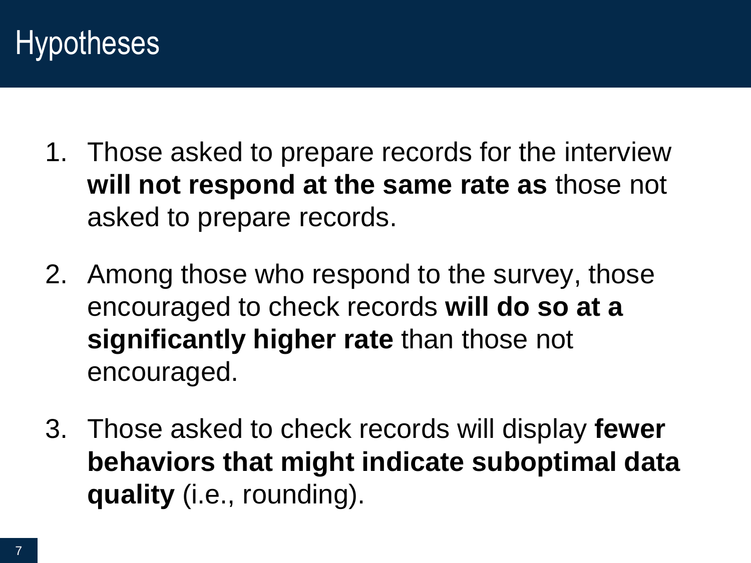# Hypotheses

1. Those asked to prepare records for the interview **will not respond at the same rate as** those not asked to prepare records.

2. Among those who respond to the survey, those encouraged to check records **will do so at a significantly higher rate** than those not encouraged.

3. Those asked to check records will display **fewer behaviors that might indicate suboptimal data quality** (i.e., rounding).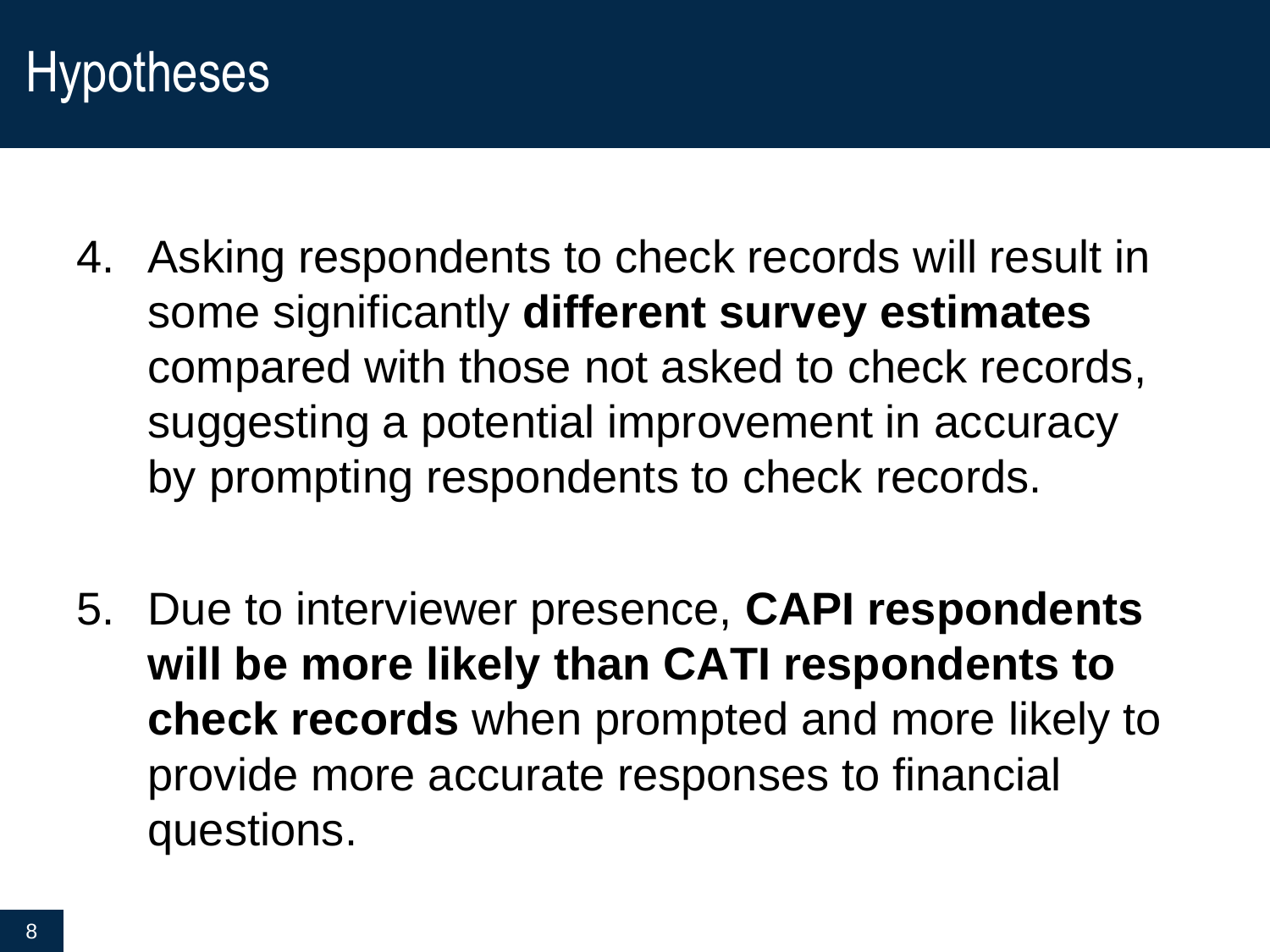# Hypotheses

4. Asking respondents to check records will result in some significantly **different survey estimates** compared with those not asked to check records, suggesting a potential improvement in accuracy by prompting respondents to check records.

5. Due to interviewer presence, **CAPI respondents will be more likely than CATI respondents to check records** when prompted and more likely to provide more accurate responses to financial questions.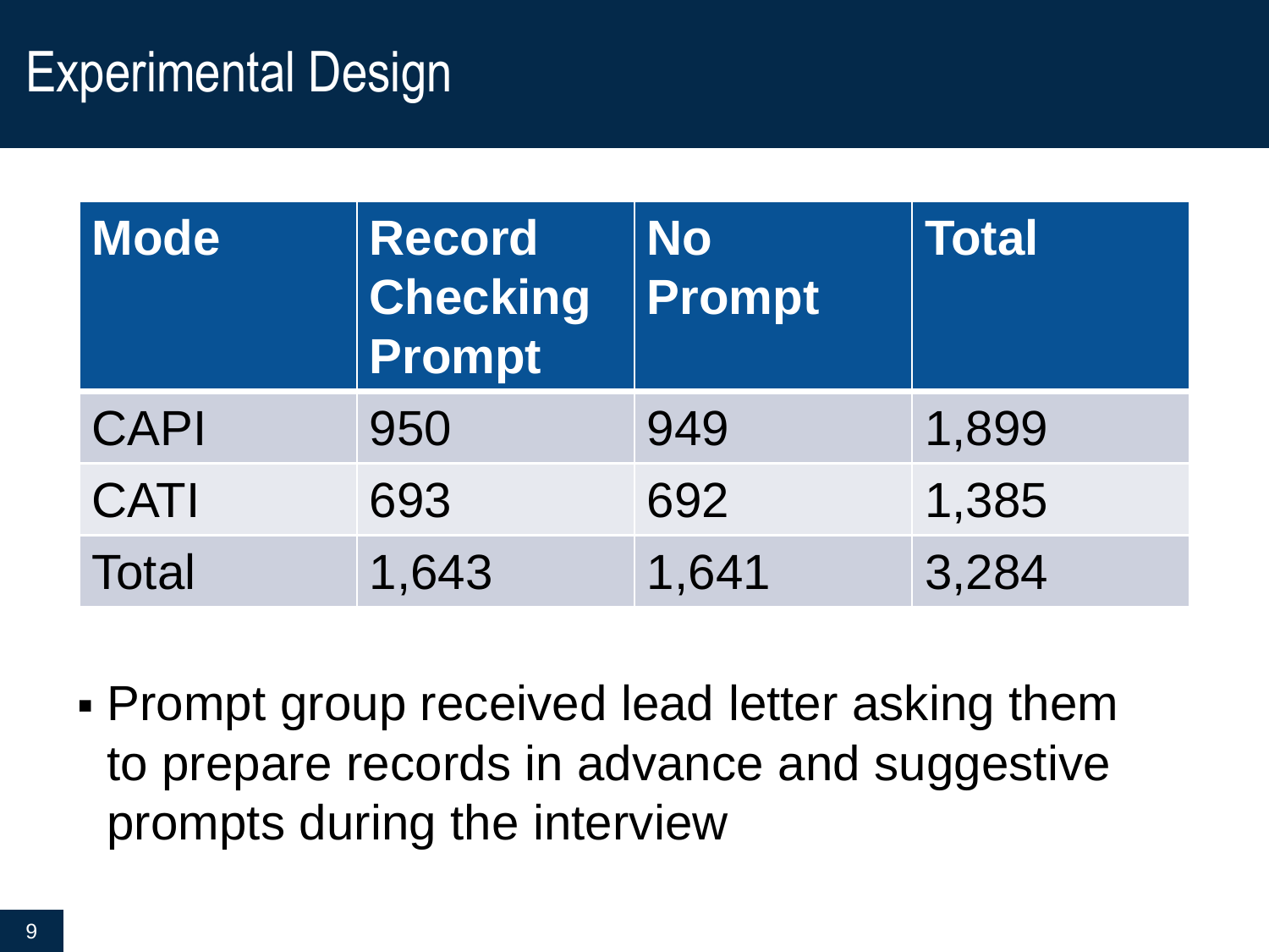# Experimental Design

| Mode | Record Checking Prompt | No Prompt | Total |
|---|---|---|---|
| CAPI | 950 | 949 | 1,899 |
| CATI | 693 | 692 | 1,385 |
| Total | 1,643 | 1,641 | 3,284 |

- Prompt group received lead letter asking them to prepare records in advance and suggestive prompts during the interview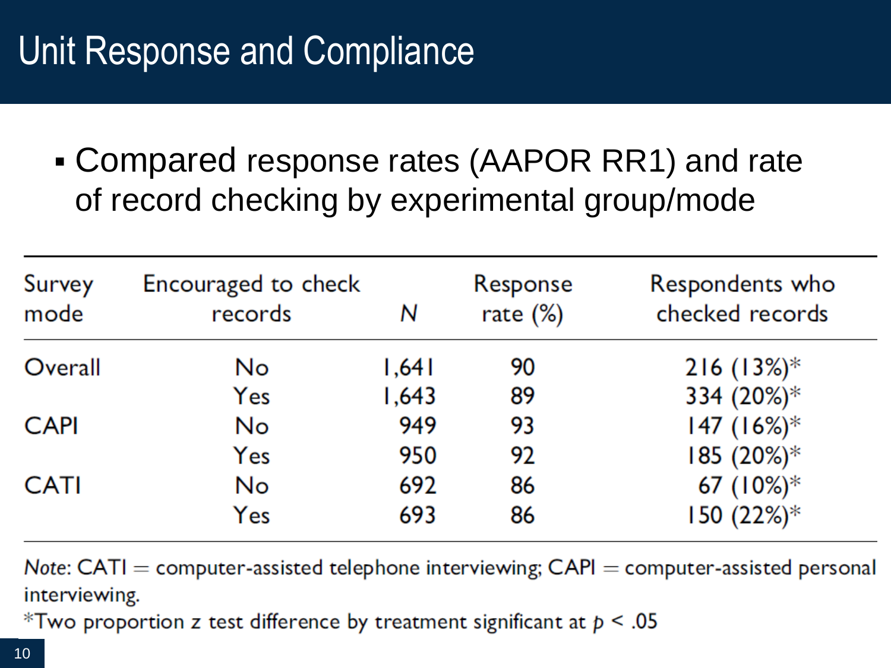# Unit Response and Compliance

- Compared response rates (AAPOR RR1) and rate of record checking by experimental group/mode

| Survey mode | Encouraged to check records | *N* | Response rate (%) | Respondents who checked records |
|---|---|---|---|---|
| Overall | No | 1,641 | 90 | 216 (13%)* |
| | Yes | 1,643 | 89 | 334 (20%)* |
| CAPI | No | 949 | 93 | 147 (16%)* |
| | Yes | 950 | 92 | 185 (20%)* |
| CATI | No | 692 | 86 | 67 (10%)* |
| | Yes | 693 | 86 | 150 (22%)* |

*Note*: CATI = computer-assisted telephone interviewing; CAPI = computer-assisted personal interviewing.

*Two proportion z test difference by treatment significant at $p < .05$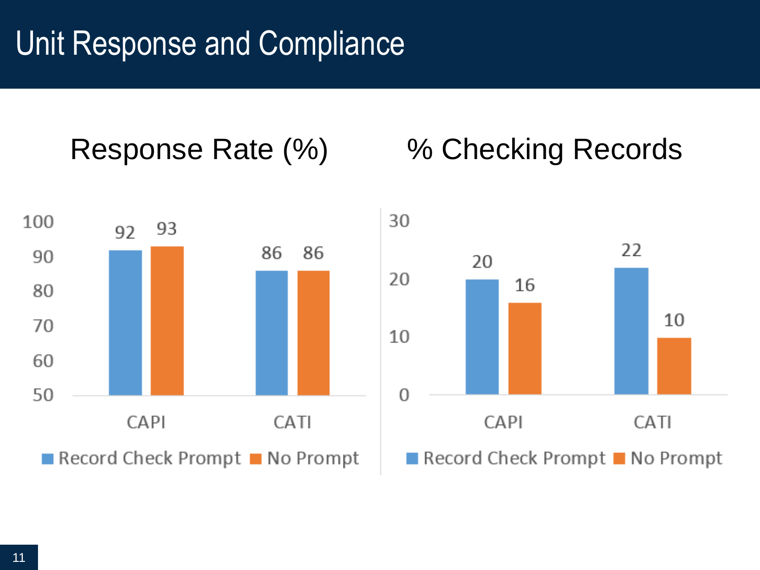# Unit Response and Compliance

## Response Rate (%)

|  | Record Check Prompt | No Prompt |
| --- | --- | --- |
| CAPI | 92 | 93 |
| CATI | 86 | 86 |

## % Checking Records

|  | Record Check Prompt | No Prompt |
| --- | --- | --- |
| CAPI | 20 | 16 |
| CATI | 22 | 10 |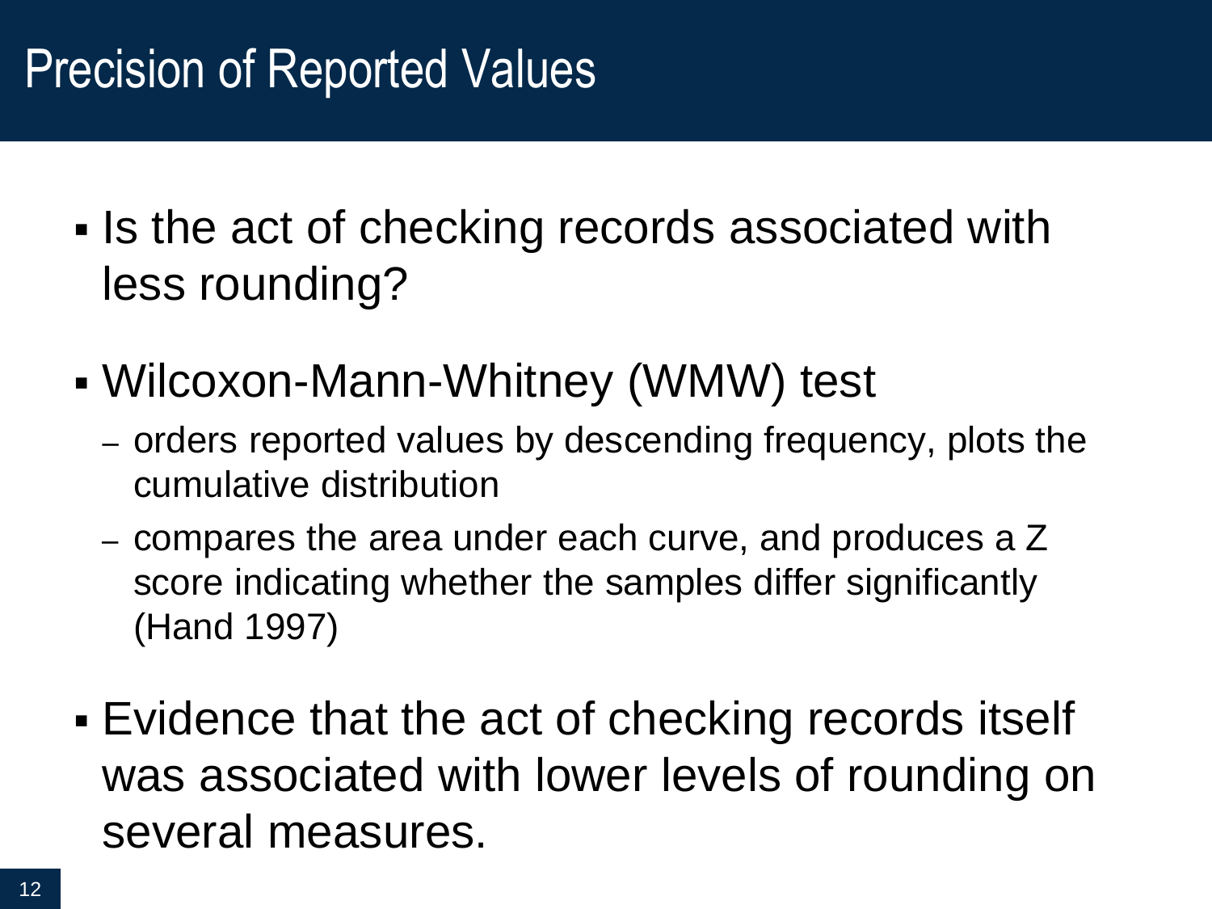# Precision of Reported Values

- Is the act of checking records associated with less rounding?
- Wilcoxon-Mann-Whitney (WMW) test
  - orders reported values by descending frequency, plots the cumulative distribution
  - compares the area under each curve, and produces a Z score indicating whether the samples differ significantly (Hand 1997)
- Evidence that the act of checking records itself was associated with lower levels of rounding on several measures.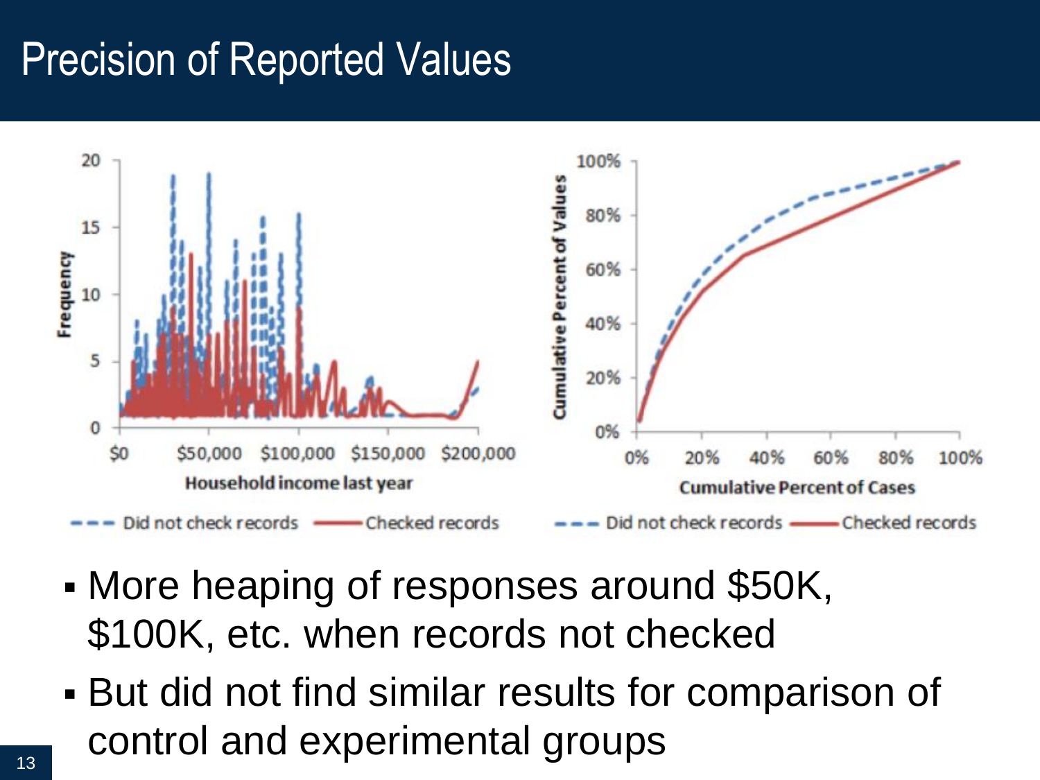# Precision of Reported Values

- More heaping of responses around $50K, $100K, etc. when records not checked
- But did not find similar results for comparison of control and experimental groups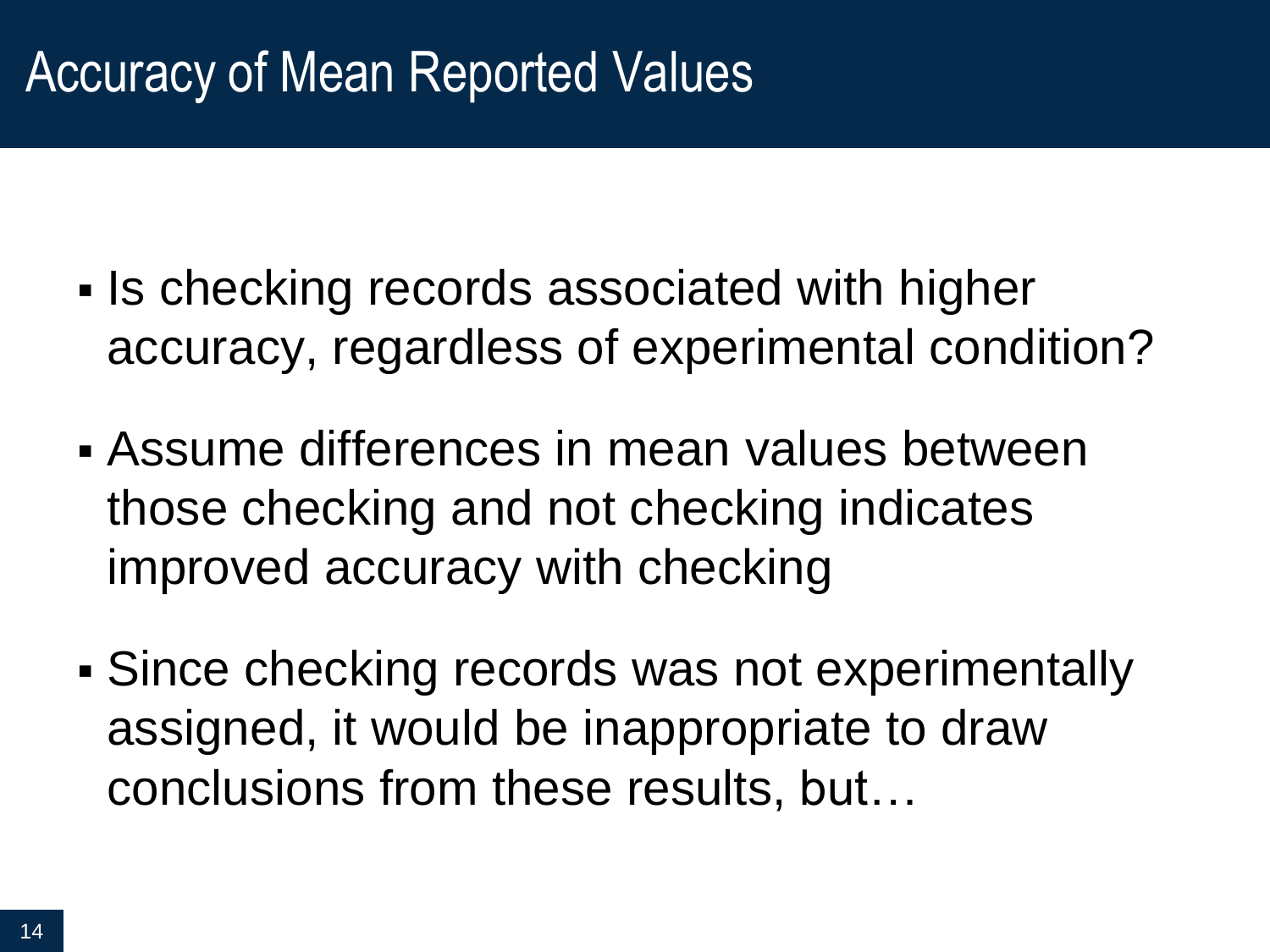# Accuracy of Mean Reported Values

- Is checking records associated with higher accuracy, regardless of experimental condition?
- Assume differences in mean values between those checking and not checking indicates improved accuracy with checking
- Since checking records was not experimentally assigned, it would be inappropriate to draw conclusions from these results, but…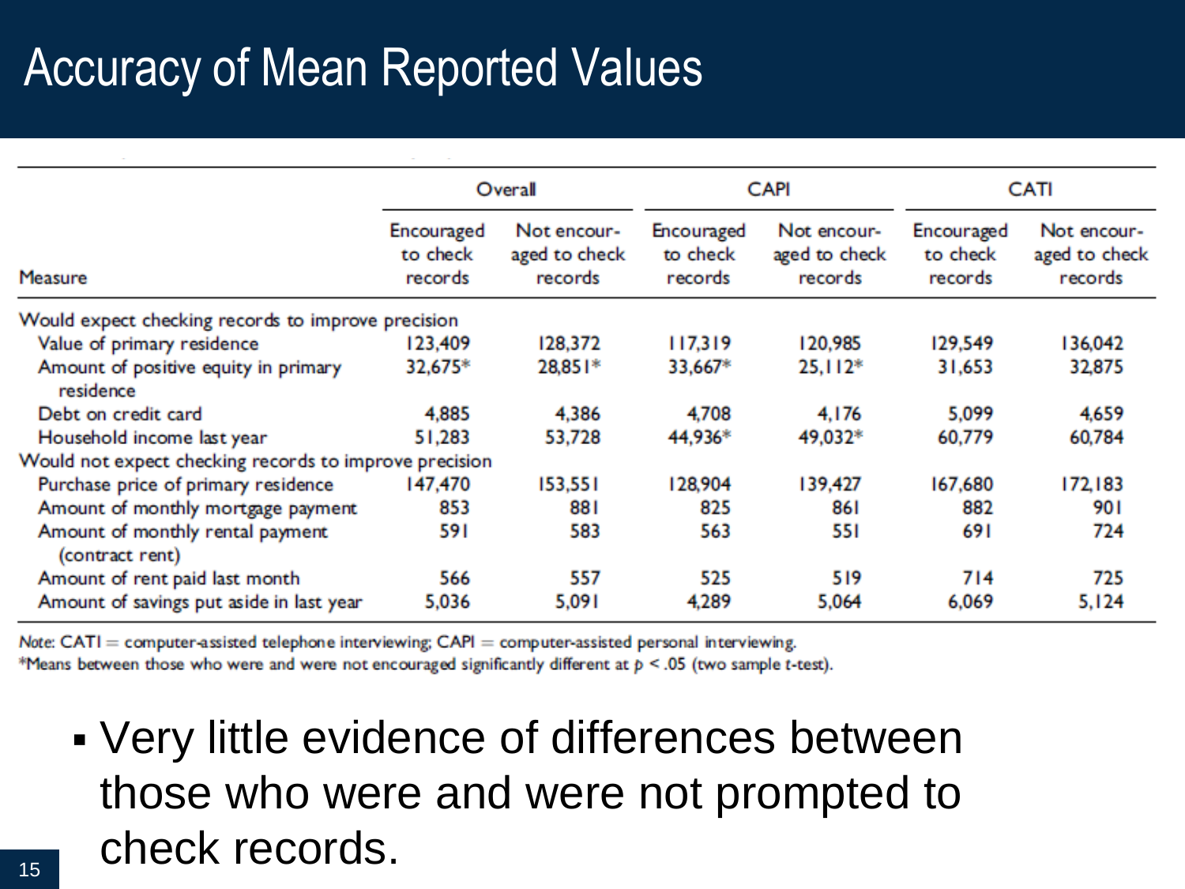# Accuracy of Mean Reported Values

| Measure | Overall | | CAPI | | CATI | |
|---|---|---|---|---|---|---|
| | Encouraged to check records | Not encouraged to check records | Encouraged to check records | Not encouraged to check records | Encouraged to check records | Not encouraged to check records |
| Would expect checking records to improve precision | | | | | | |
| Value of primary residence | 123,409 | 128,372 | 117,319 | 120,985 | 129,549 | 136,042 |
| Amount of positive equity in primary residence | 32,675* | 28,851* | 33,667* | 25,112* | 31,653 | 32,875 |
| Debt on credit card | 4,885 | 4,386 | 4,708 | 4,176 | 5,099 | 4,659 |
| Household income last year | 51,283 | 53,728 | 44,936* | 49,032* | 60,779 | 60,784 |
| Would not expect checking records to improve precision | | | | | | |
| Purchase price of primary residence | 147,470 | 153,551 | 128,904 | 139,427 | 167,680 | 172,183 |
| Amount of monthly mortgage payment | 853 | 881 | 825 | 861 | 882 | 901 |
| Amount of monthly rental payment (contract rent) | 591 | 583 | 563 | 551 | 691 | 724 |
| Amount of rent paid last month | 566 | 557 | 525 | 519 | 714 | 725 |
| Amount of savings put aside in last year | 5,036 | 5,091 | 4,289 | 5,064 | 6,069 | 5,124 |

*Note:* CATI = computer-assisted telephone interviewing; CAPI = computer-assisted personal interviewing.
*Means between those who were and were not encouraged significantly different at $p < .05$ (two sample $t$-test).

- Very little evidence of differences between those who were and were not prompted to check records.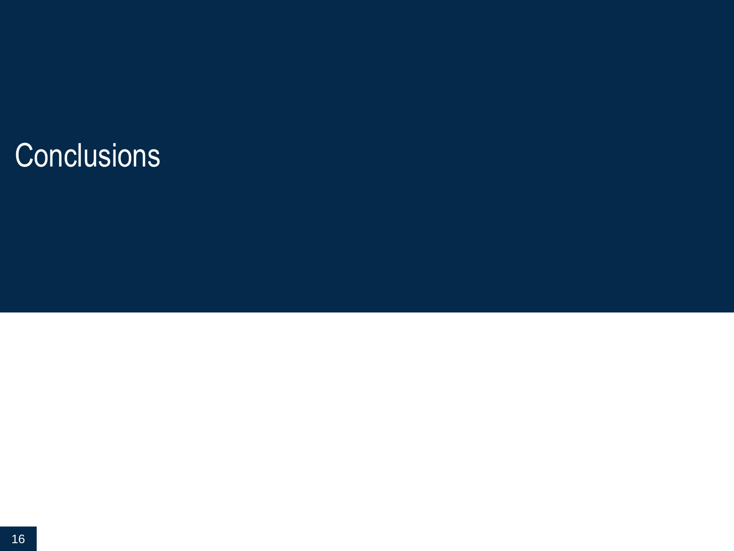# Conclusions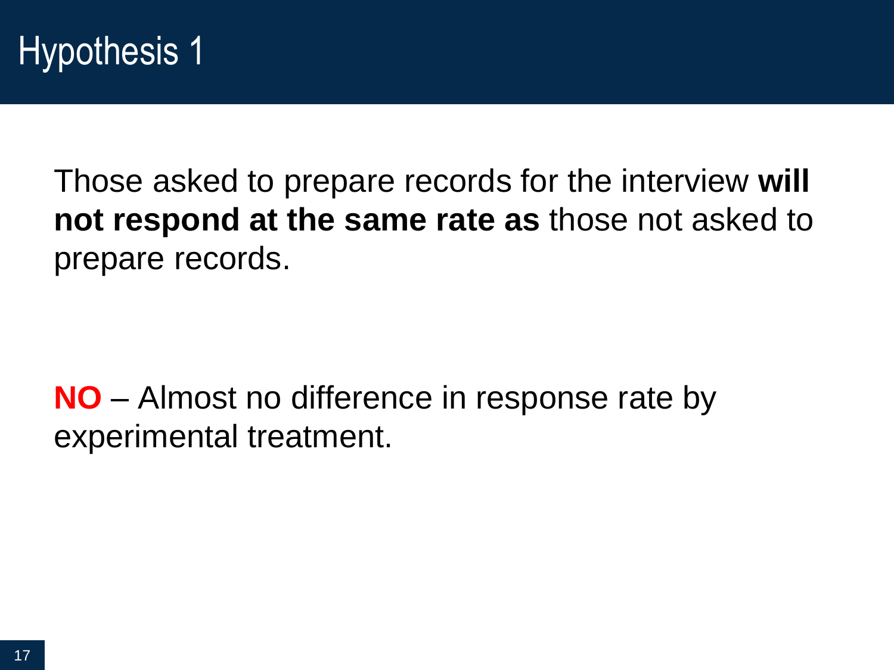# Hypothesis 1

Those asked to prepare records for the interview **will not respond at the same rate as** those not asked to prepare records.

**NO** – Almost no difference in response rate by experimental treatment.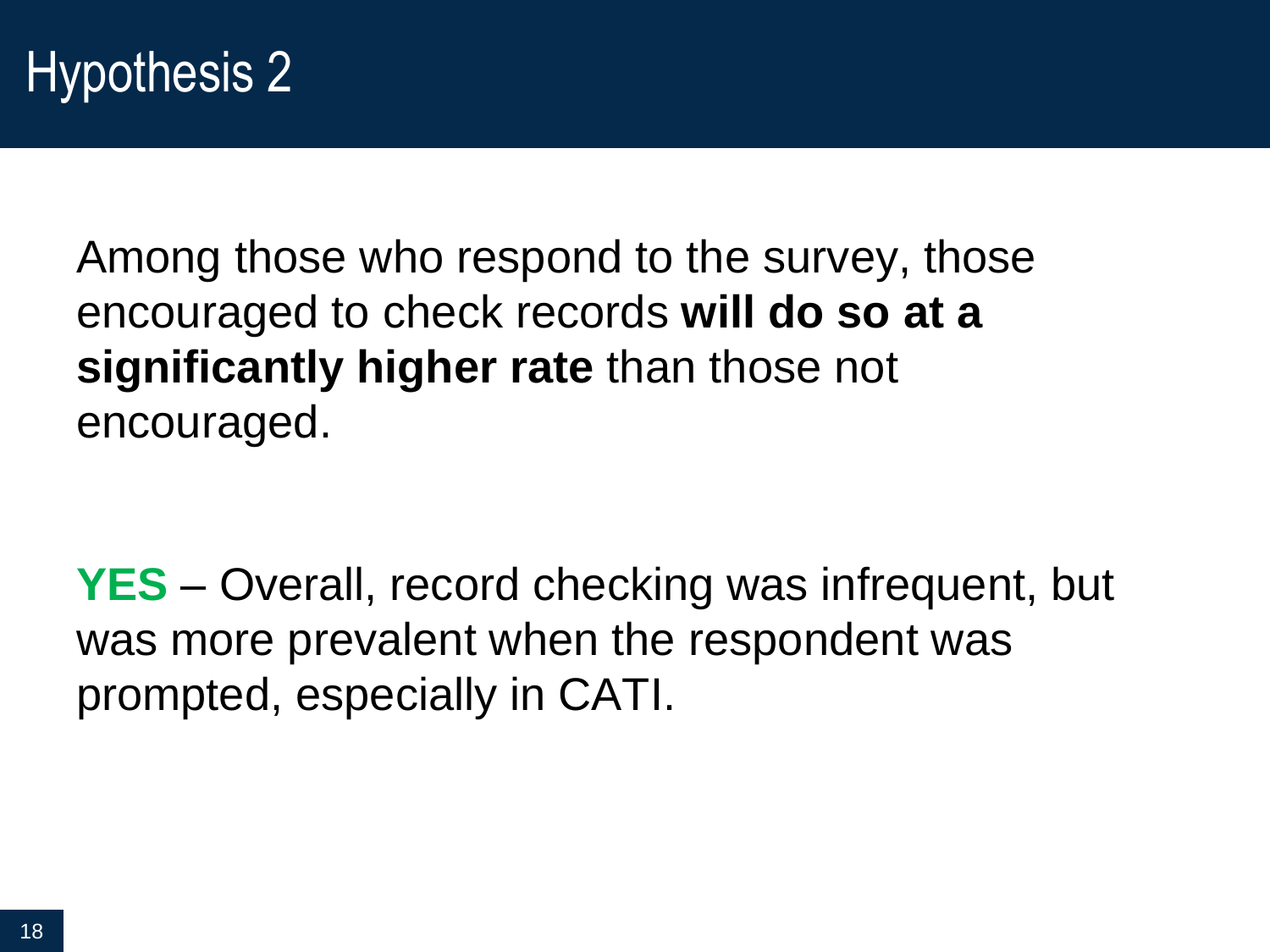# Hypothesis 2

Among those who respond to the survey, those encouraged to check records **will do so at a significantly higher rate** than those not encouraged.

**YES** – Overall, record checking was infrequent, but was more prevalent when the respondent was prompted, especially in CATI.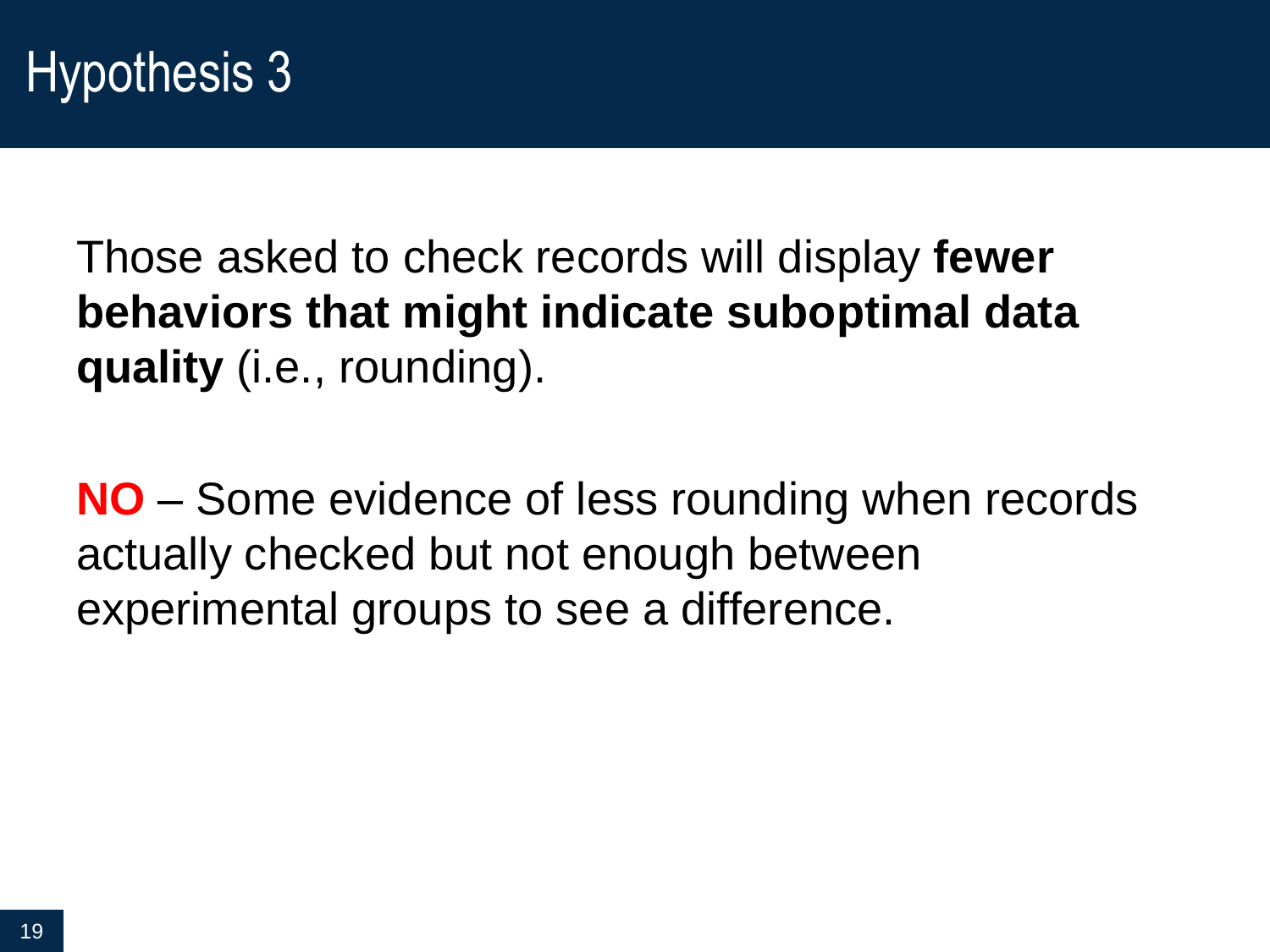# Hypothesis 3

Those asked to check records will display **fewer behaviors that might indicate suboptimal data quality** (i.e., rounding).

**NO** – Some evidence of less rounding when records actually checked but not enough between experimental groups to see a difference.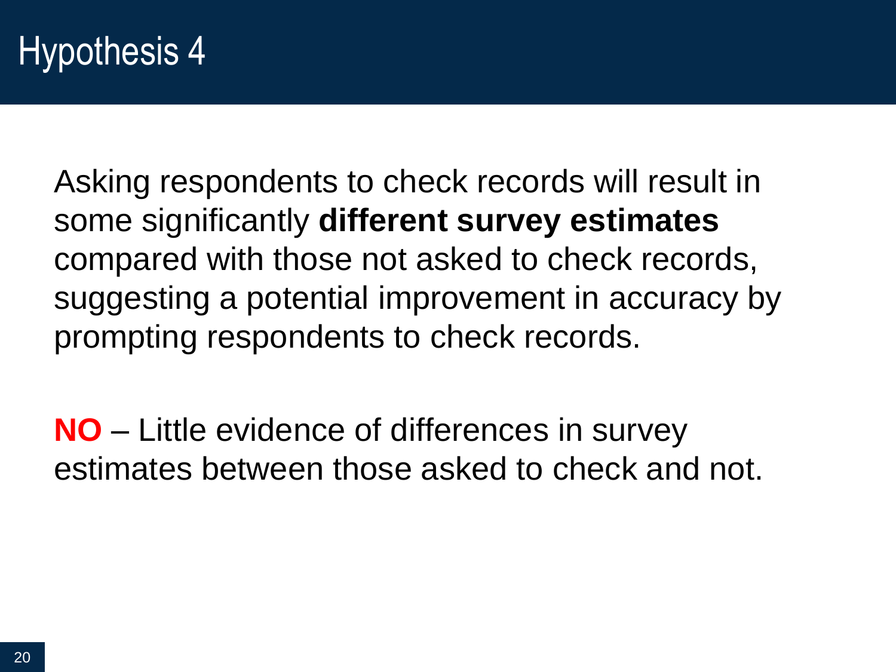# Hypothesis 4

Asking respondents to check records will result in some significantly **different survey estimates** compared with those not asked to check records, suggesting a potential improvement in accuracy by prompting respondents to check records.

**NO** – Little evidence of differences in survey estimates between those asked to check and not.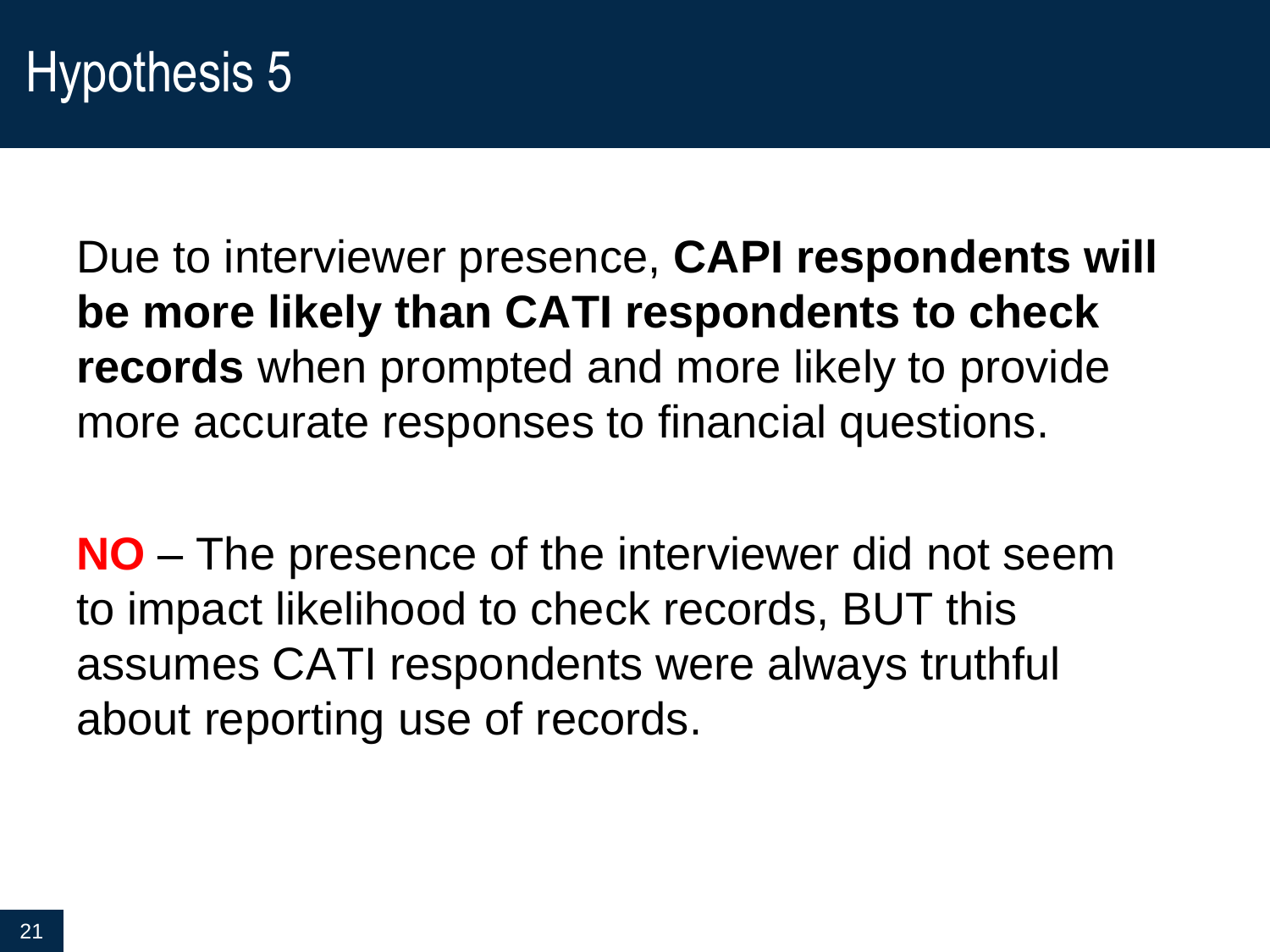# Hypothesis 5

Due to interviewer presence, **CAPI respondents will be more likely than CATI respondents to check records** when prompted and more likely to provide more accurate responses to financial questions.

**NO** – The presence of the interviewer did not seem to impact likelihood to check records, BUT this assumes CATI respondents were always truthful about reporting use of records.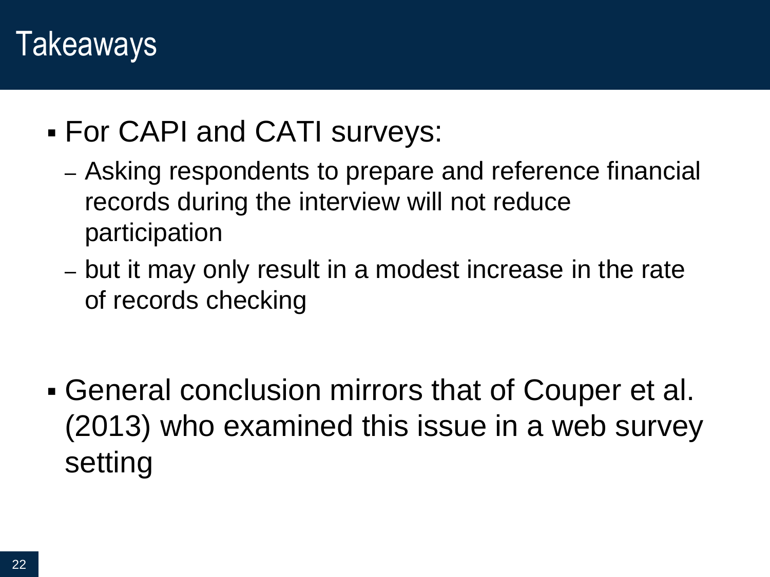# Takeaways

- For CAPI and CATI surveys:
  - Asking respondents to prepare and reference financial records during the interview will not reduce participation
  - but it may only result in a modest increase in the rate of records checking

- General conclusion mirrors that of Couper et al. (2013) who examined this issue in a web survey setting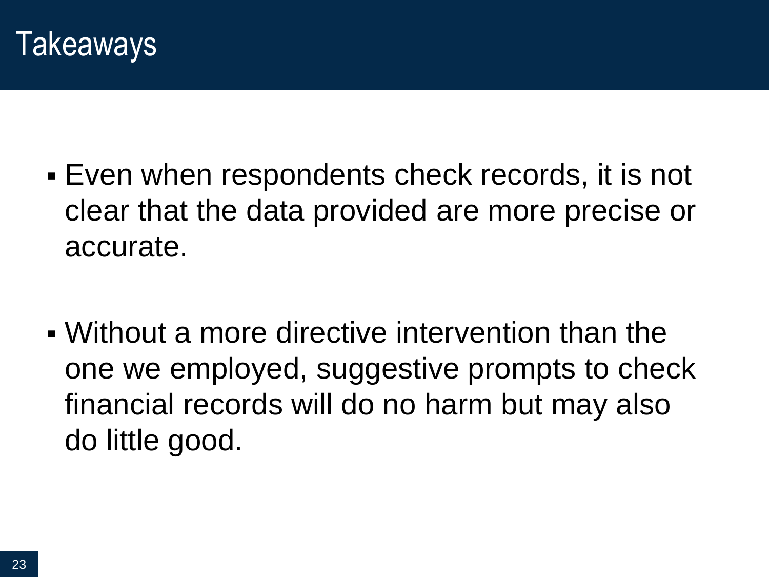# Takeaways

- Even when respondents check records, it is not clear that the data provided are more precise or accurate.

- Without a more directive intervention than the one we employed, suggestive prompts to check financial records will do no harm but may also do little good.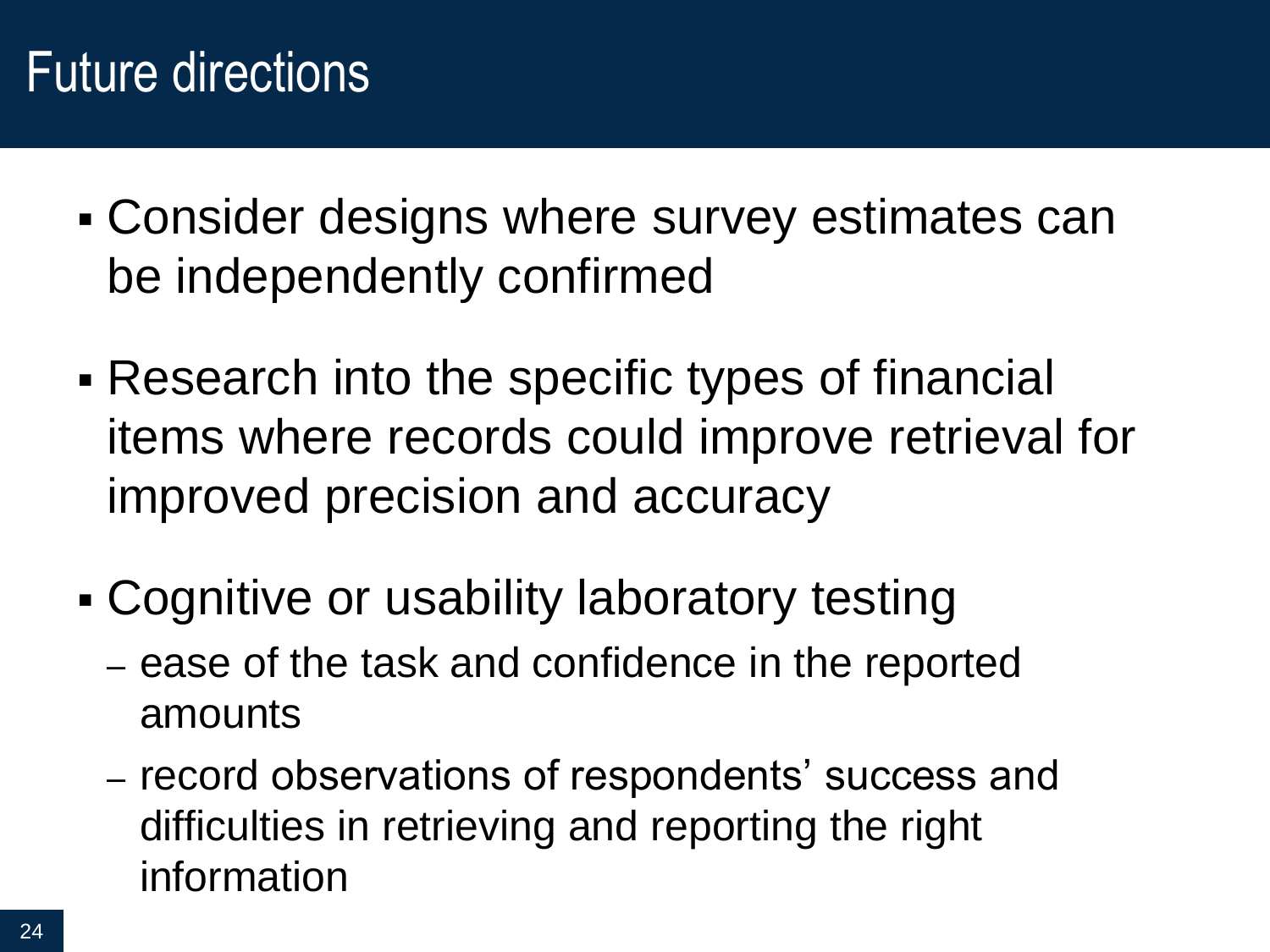# Future directions

- Consider designs where survey estimates can be independently confirmed
- Research into the specific types of financial items where records could improve retrieval for improved precision and accuracy
- Cognitive or usability laboratory testing
  - ease of the task and confidence in the reported amounts
  - record observations of respondents' success and difficulties in retrieving and reporting the right information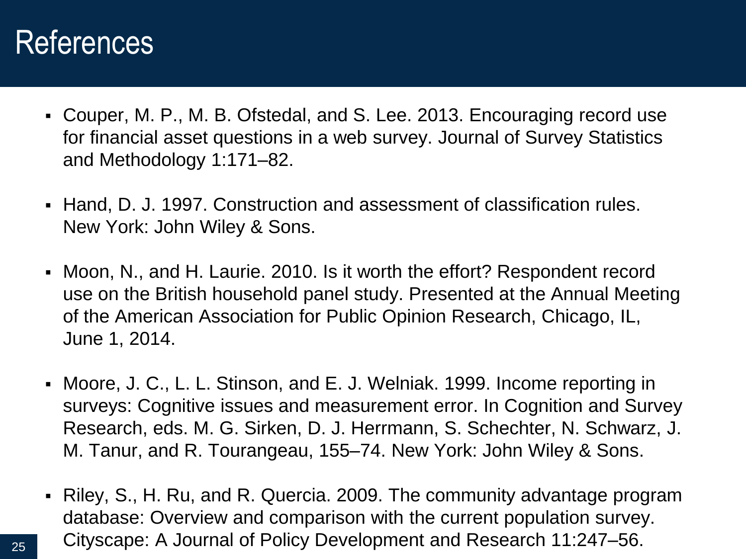# References

- Couper, M. P., M. B. Ofstedal, and S. Lee. 2013. Encouraging record use for financial asset questions in a web survey. Journal of Survey Statistics and Methodology 1:171–82.
- Hand, D. J. 1997. Construction and assessment of classification rules. New York: John Wiley & Sons.
- Moon, N., and H. Laurie. 2010. Is it worth the effort? Respondent record use on the British household panel study. Presented at the Annual Meeting of the American Association for Public Opinion Research, Chicago, IL, June 1, 2014.
- Moore, J. C., L. L. Stinson, and E. J. Welniak. 1999. Income reporting in surveys: Cognitive issues and measurement error. In Cognition and Survey Research, eds. M. G. Sirken, D. J. Herrmann, S. Schechter, N. Schwarz, J. M. Tanur, and R. Tourangeau, 155–74. New York: John Wiley & Sons.
- Riley, S., H. Ru, and R. Quercia. 2009. The community advantage program database: Overview and comparison with the current population survey. Cityscape: A Journal of Policy Development and Research 11:247–56.